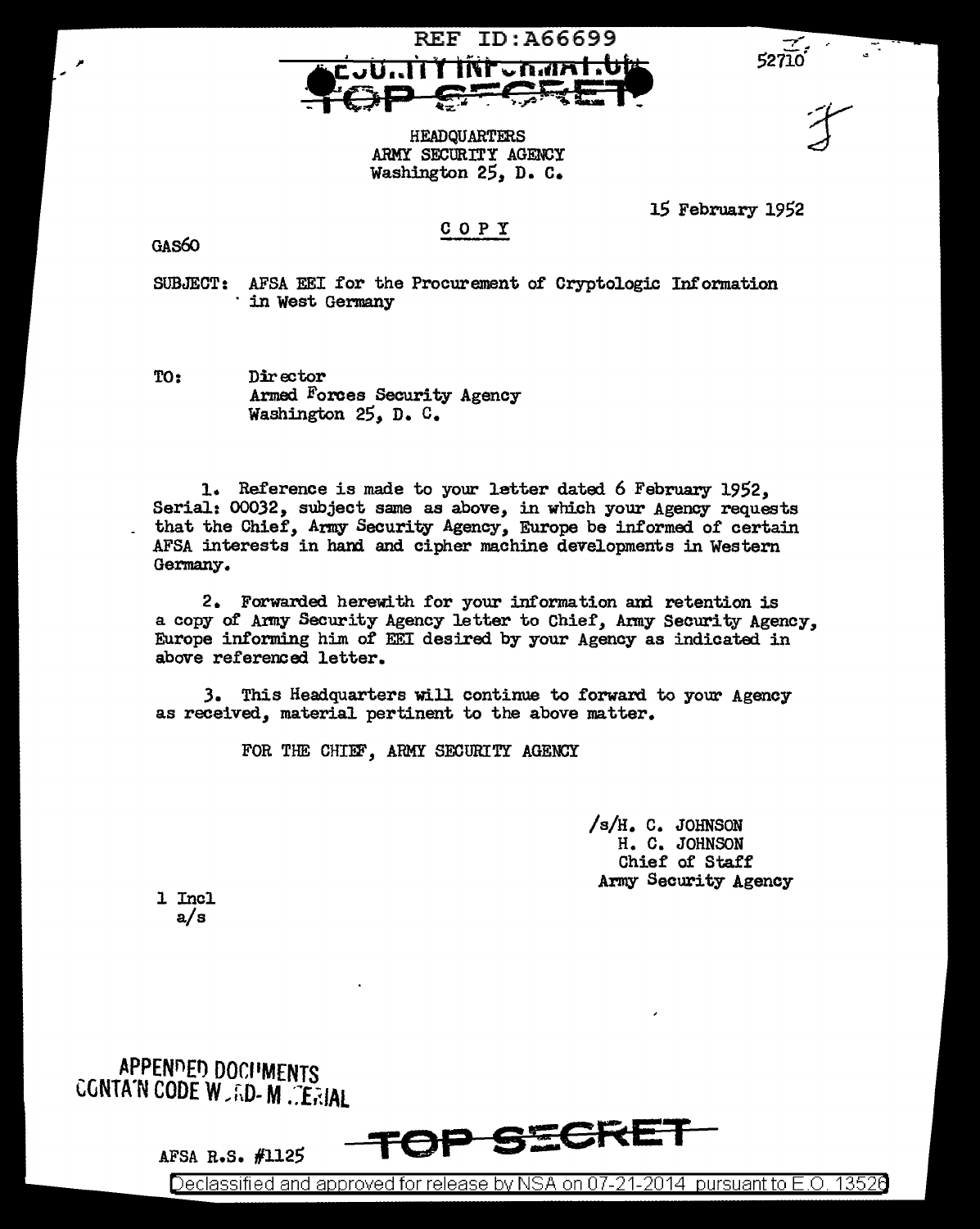REF ID:A66699

SECURITY INFORMATION

TOP SECRET

52710

HEADQUARTERS
ARMY SECURITY AGENCY
Washington 25, D. C.

15 February 1952

C O P Y

GAS60

SUBJECT: AFSA EEI for the Procurement of Cryptologic Information in West Germany

TO: Director
Armed Forces Security Agency
Washington 25, D. C.

1. Reference is made to your letter dated 6 February 1952, Serial: 00032, subject same as above, in which your Agency requests that the Chief, Army Security Agency, Europe be informed of certain AFSA interests in hand and cipher machine developments in Western Germany.

2. Forwarded herewith for your information and retention is a copy of Army Security Agency letter to Chief, Army Security Agency, Europe informing him of EEI desired by your Agency as indicated in above referenced letter.

3. This Headquarters will continue to forward to your Agency as received, material pertinent to the above matter.

FOR THE CHIEF, ARMY SECURITY AGENCY

/s/H. C. JOHNSON
H. C. JOHNSON
Chief of Staff
Army Security Agency

1 Incl
a/s

APPENDED DOCUMENTS CONTAIN CODE WORD MATERIAL

AFSA R.S. #1125

TOP SECRET

Declassified and approved for release by NSA on 07-21-2014 pursuant to E.O. 13526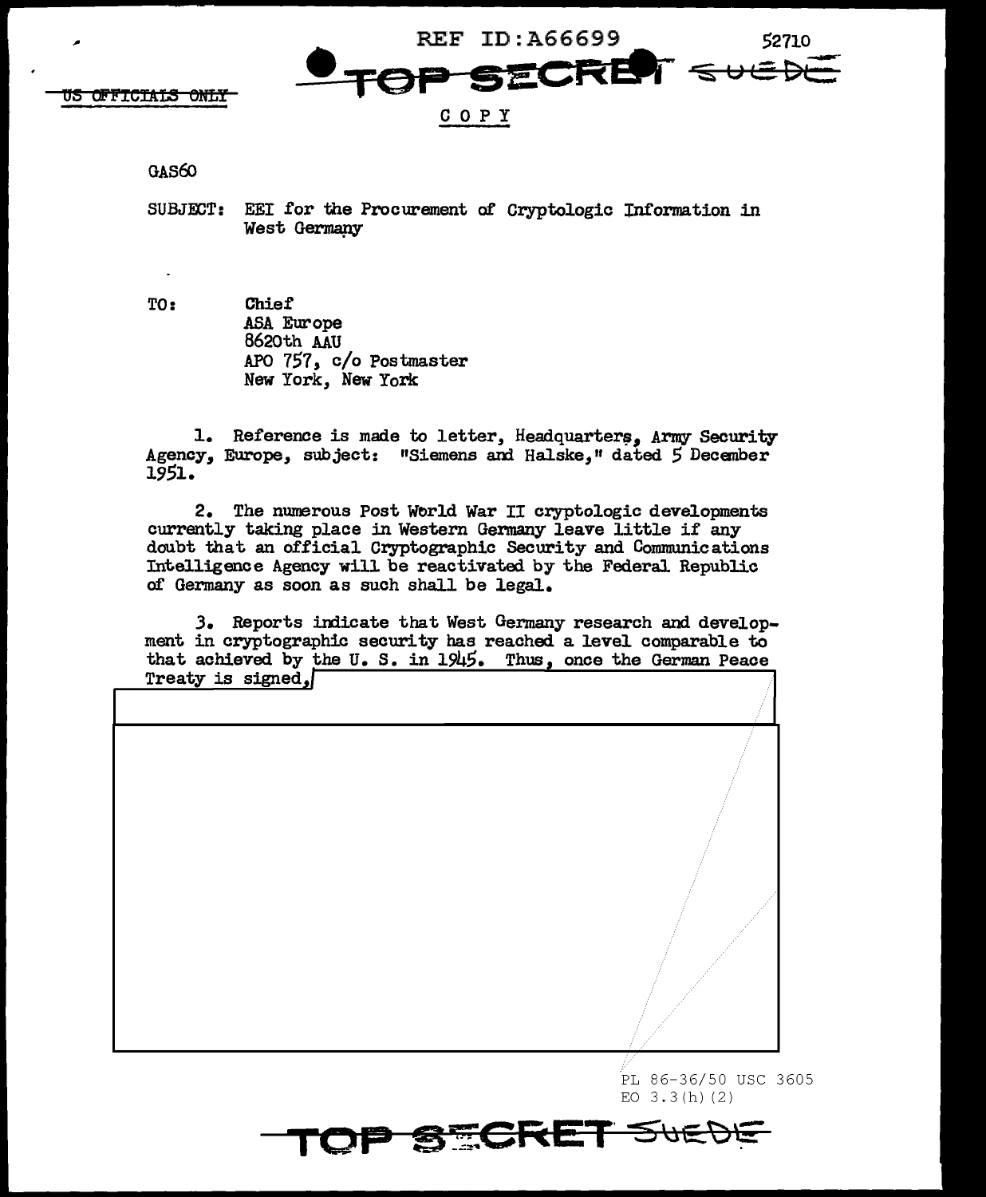REF ID:A66699 52710

TOP SECRET SUEDE

~~US OFFICIALS ONLY~~

COPY

GAS60

SUBJECT: EEI for the Procurement of Cryptologic Information in West Germany

TO: Chief
ASA Europe
8620th AAU
APO 757, c/o Postmaster
New York, New York

1. Reference is made to letter, Headquarters, Army Security Agency, Europe, subject: "Siemens and Halske," dated 5 December 1951.

2. The numerous Post World War II cryptologic developments currently taking place in Western Germany leave little if any doubt that an official Cryptographic Security and Communications Intelligence Agency will be reactivated by the Federal Republic of Germany as soon as such shall be legal.

3. Reports indicate that West Germany research and development in cryptographic security has reached a level comparable to that achieved by the U. S. in 1945. Thus, once the German Peace Treaty is signed,

PL 86-36/50 USC 3605
EO 3.3(h)(2)

TOP SECRET SUEDE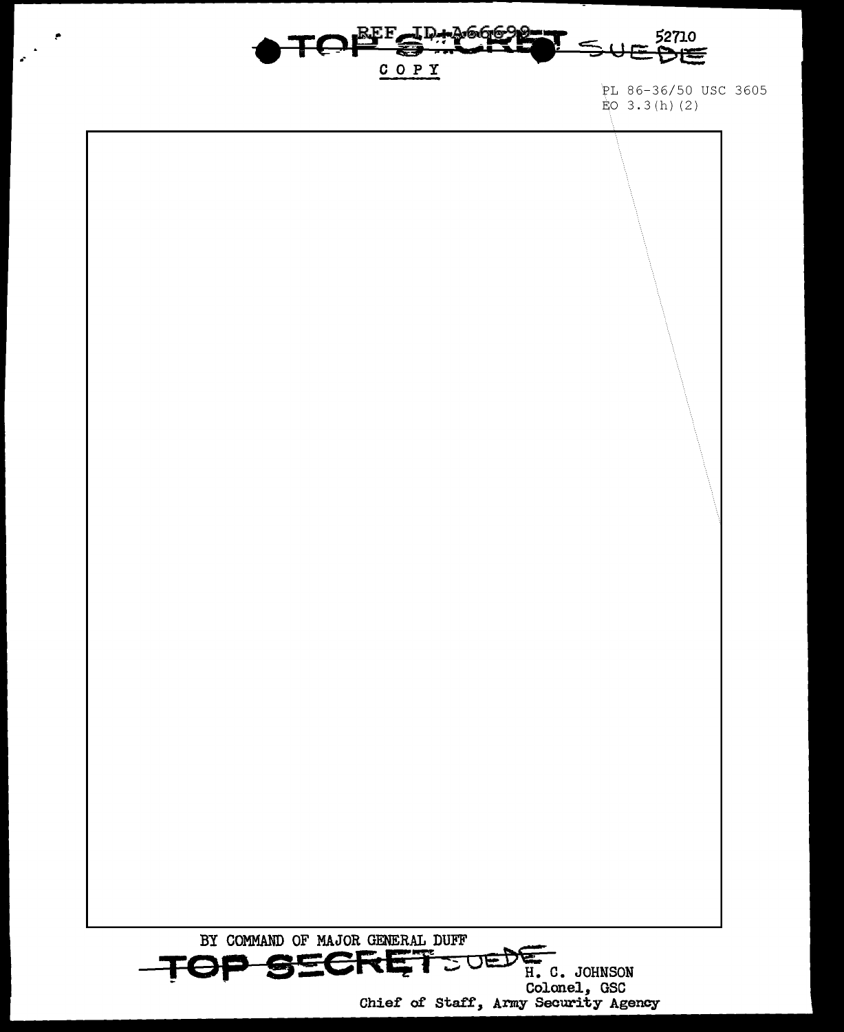TOP SECRET SUEDE

COPY

PL 86-36/50 USC 3605
EO 3.3(h)(2)

BY COMMAND OF MAJOR GENERAL DUFF

TOP SECRET SUEDE

H. C. JOHNSON
Colonel, GSC
Chief of Staff, Army Security Agency